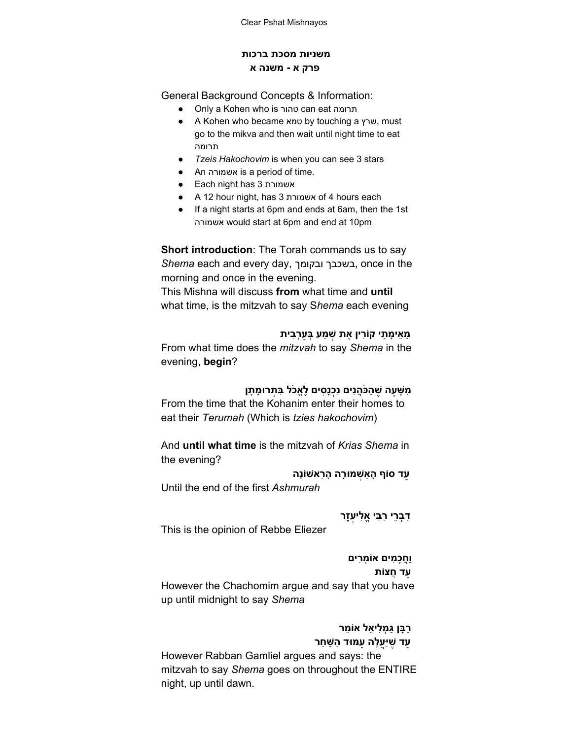## משניות מסכת ברכות
### פרק א - משנה א

General Background Concepts & Information:

- Only a Kohen who is טהור can eat תרומה
- A Kohen who became טמא by touching a שרץ, must go to the mikva and then wait until night time to eat תרומה
- *Tzeis Hakochovim* is when you can see 3 stars
- An אשמורה is a period of time.
- Each night has 3 אשמורת
- A 12 hour night, has 3 אשמורת of 4 hours each
- If a night starts at 6pm and ends at 6am, then the 1st אשמורה would start at 6pm and end at 10pm

**Short introduction**: The Torah commands us to say *Shema* each and every day, בשכבך ובקומך, once in the morning and once in the evening.
This Mishna will discuss **from** what time and **until** what time, is the mitzvah to say S*hema* each evening

**מֵאֵימָתַי קוֹרִין אֶת שְׁמַע בְּעַרְבִית**

From what time does the *mitzvah* to say *Shema* in the evening, **begin**?

**מִשָּׁעָה שֶׁהַכֹּהֲנִים נִכְנָסִים לֶאֱכֹל בִּתְרוּמָתָן**

From the time that the Kohanim enter their homes to eat their *Terumah* (Which is *tzies hakochovim*)

And **until what time** is the mitzvah of *Krias Shema* in the evening?

**עַד סוֹף הָאַשְׁמוּרָה הָרִאשׁוֹנָה**

Until the end of the first *Ashmurah*

**דִּבְרֵי רַבִּי אֱלִיעֶזֶר**

This is the opinion of Rebbe Eliezer

**וַחֲכָמִים אוֹמְרִים**
**עַד חֲצוֹת**

However the Chachomim argue and say that you have up until midnight to say *Shema*

**רַבָּן גַּמְלִיאֵל אוֹמֵר**
**עַד שֶׁיַּעֲלֶה עַמּוּד הַשַּׁחַר**

However Rabban Gamliel argues and says: the mitzvah to say *Shema* goes on throughout the ENTIRE night, up until dawn.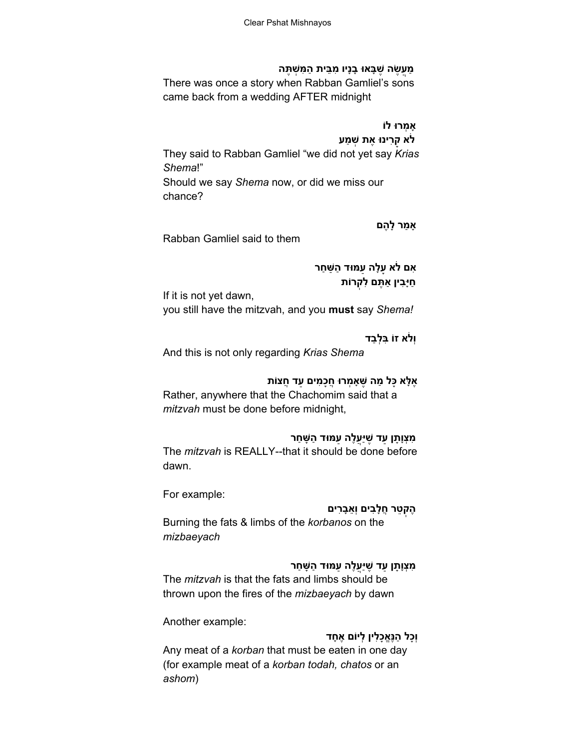**מַעֲשֶׂה שֶׁבָּאוּ בָנָיו מִבֵּית הַמִּשְׁתֶּה**

There was once a story when Rabban Gamliel's sons came back from a wedding AFTER midnight

**אָמְרוּ לוֹ**
**לֹא קָרִינוּ אֶת שְׁמַע**

They said to Rabban Gamliel "we did not yet say *Krias Shema*!"
Should we say *Shema* now, or did we miss our chance?

**אָמַר לָהֶם**

Rabban Gamliel said to them

**אִם לֹא עָלָה עַמּוּד הַשַּׁחַר**
**חַיָּבִין אַתֶּם לִקְרוֹת**

If it is not yet dawn,
you still have the mitzvah, and you **must** say *Shema!*

**וְלֹא זוֹ בִּלְבַד**

And this is not only regarding *Krias Shema*

**אֶלָּא כָּל מַה שֶּׁאָמְרוּ חֲכָמִים עַד חֲצוֹת**

Rather, anywhere that the Chachomim said that a *mitzvah* must be done before midnight,

**מִצְוָתָן עַד שֶׁיַּעֲלֶה עַמּוּד הַשָּׁחַר**

The *mitzvah* is REALLY--that it should be done before dawn.

For example:

**הֶקְטֵר חֲלָבִים וְאֵבָרִים**

Burning the fats & limbs of the *korbanos* on the *mizbaeyach*

**מִצְוָתָן עַד שֶׁיַּעֲלֶה עַמּוּד הַשָּׁחַר**

The *mitzvah* is that the fats and limbs should be thrown upon the fires of the *mizbaeyach* by dawn

Another example:

**וְכָל הַנֶּאֱכָלִין לְיוֹם אֶחָד**

Any meat of a *korban* that must be eaten in one day (for example meat of a *korban todah, chatos* or an *ashom*)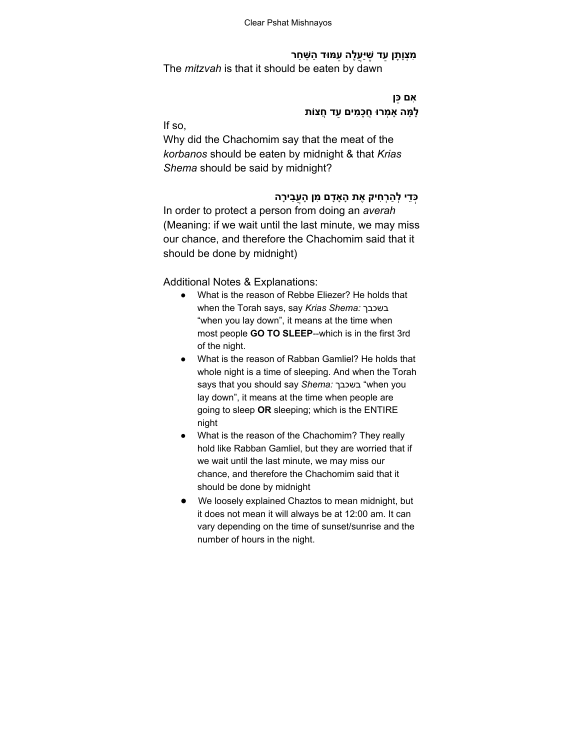**מִצְוָתָן עַד שֶׁיַּעֲלֶה עַמּוּד הַשַּׁחַר**

The *mitzvah* is that it should be eaten by dawn

**אִם כֵּן**
**לָמָּה אָמְרוּ חֲכָמִים עַד חֲצוֹת**

If so,
Why did the Chachomim say that the meat of the *korbanos* should be eaten by midnight & that *Krias Shema* should be said by midnight?

**כְּדֵי לְהַרְחִיק אֶת הָאָדָם מִן הָעֲבֵירָה**

In order to protect a person from doing an *averah* (Meaning: if we wait until the last minute, we may miss our chance, and therefore the Chachomim said that it should be done by midnight)

Additional Notes & Explanations:

- What is the reason of Rebbe Eliezer? He holds that when the Torah says, say *Krias Shema:* בשכבך "when you lay down", it means at the time when most people **GO TO SLEEP**--which is in the first 3rd of the night.
- What is the reason of Rabban Gamliel? He holds that whole night is a time of sleeping. And when the Torah says that you should say *Shema:* בשכבך "when you lay down", it means at the time when people are going to sleep **OR** sleeping; which is the ENTIRE night
- What is the reason of the Chachomim? They really hold like Rabban Gamliel, but they are worried that if we wait until the last minute, we may miss our chance, and therefore the Chachomim said that it should be done by midnight
- We loosely explained Chaztos to mean midnight, but it does not mean it will always be at 12:00 am. It can vary depending on the time of sunset/sunrise and the number of hours in the night.